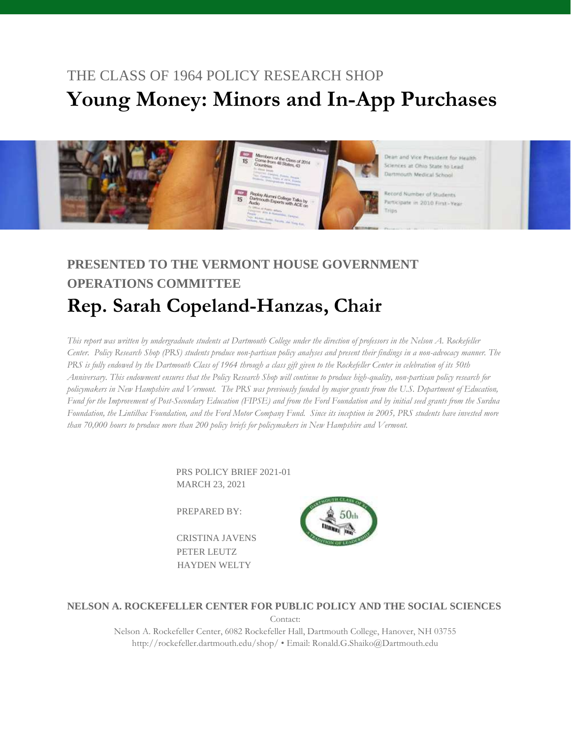THE CLASS OF 1964 POLICY RESEARCH SHOP

# Young Money: Minors and In-App Purchases

## PRESENTED TO THE VERMONT HOUSE GOVERNMENT OPERATIONS COMMITTEE

# Rep. Sarah Copeland-Hanzas, Chair

*This report was written by undergraduate students at Dartmouth College under the direction of professors in the Nelson A. Rockefeller Center. Policy Research Shop (PRS) students produce non-partisan policy analyses and present their findings in a non-advocacy manner. The PRS is fully endowed by the Dartmouth Class of 1964 through a class gift given to the Rockefeller Center in celebration of its 50th Anniversary. This endowment ensures that the Policy Research Shop will continue to produce high-quality, non-partisan policy research for policymakers in New Hampshire and Vermont. The PRS was previously funded by major grants from the U.S. Department of Education, Fund for the Improvement of Post-Secondary Education (FIPSE) and from the Ford Foundation and by initial seed grants from the Surdna Foundation, the Lintilhac Foundation, and the Ford Motor Company Fund. Since its inception in 2005, PRS students have invested more than 70,000 hours to produce more than 200 policy briefs for policymakers in New Hampshire and Vermont.*

PRS POLICY BRIEF 2021-01
MARCH 23, 2021

PREPARED BY:

CRISTINA JAVENS
PETER LEUTZ
HAYDEN WELTY

**NELSON A. ROCKEFELLER CENTER FOR PUBLIC POLICY AND THE SOCIAL SCIENCES**

Contact:

Nelson A. Rockefeller Center, 6082 Rockefeller Hall, Dartmouth College, Hanover, NH 03755
http://rockefeller.dartmouth.edu/shop/ • Email: Ronald.G.Shaiko@Dartmouth.edu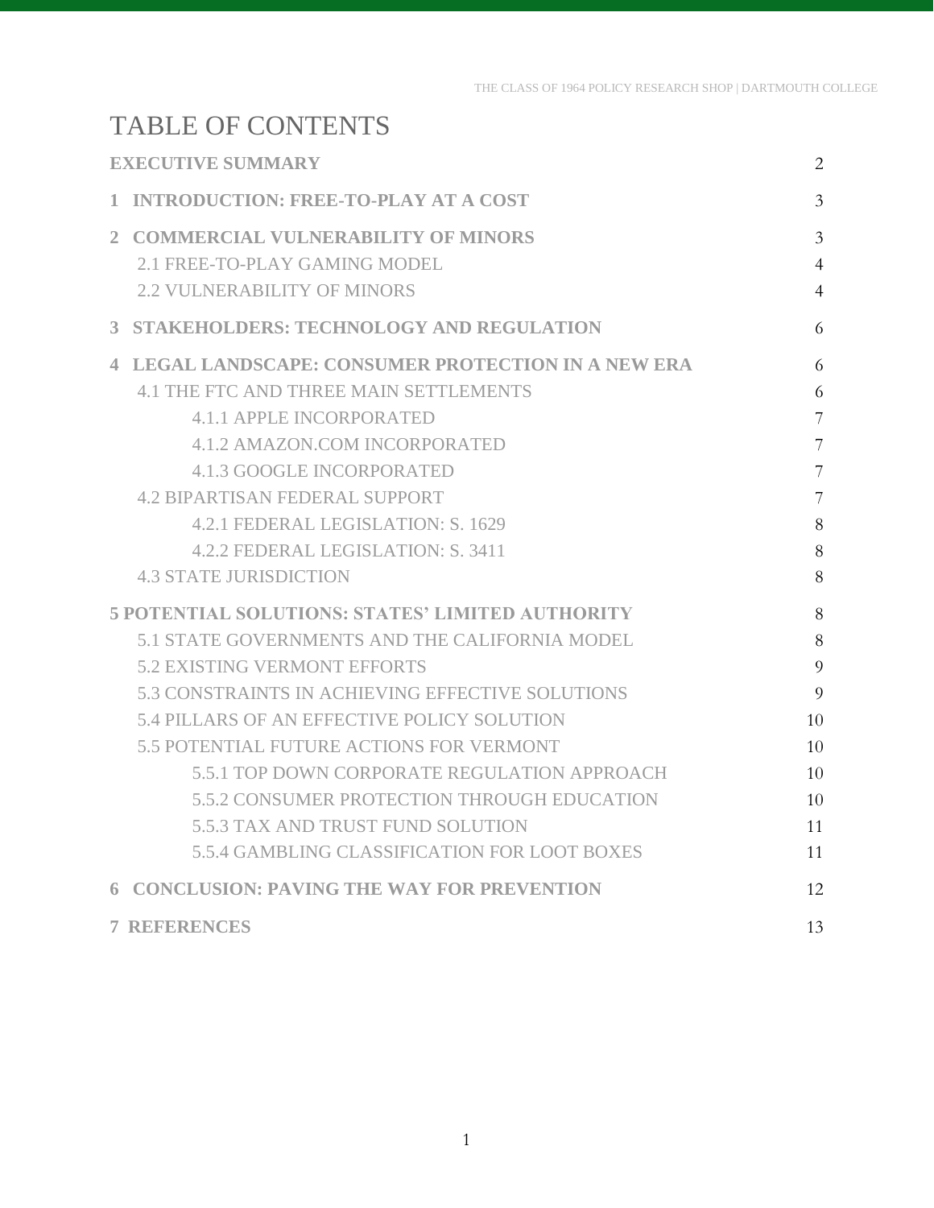# TABLE OF CONTENTS

| | |
|---|---|
| **EXECUTIVE SUMMARY** | 2 |
| **1 INTRODUCTION: FREE-TO-PLAY AT A COST** | 3 |
| **2 COMMERCIAL VULNERABILITY OF MINORS** | 3 |
| 2.1 FREE-TO-PLAY GAMING MODEL | 4 |
| 2.2 VULNERABILITY OF MINORS | 4 |
| **3 STAKEHOLDERS: TECHNOLOGY AND REGULATION** | 6 |
| **4 LEGAL LANDSCAPE: CONSUMER PROTECTION IN A NEW ERA** | 6 |
| 4.1 THE FTC AND THREE MAIN SETTLEMENTS | 6 |
| 4.1.1 APPLE INCORPORATED | 7 |
| 4.1.2 AMAZON.COM INCORPORATED | 7 |
| 4.1.3 GOOGLE INCORPORATED | 7 |
| 4.2 BIPARTISAN FEDERAL SUPPORT | 7 |
| 4.2.1 FEDERAL LEGISLATION: S. 1629 | 8 |
| 4.2.2 FEDERAL LEGISLATION: S. 3411 | 8 |
| 4.3 STATE JURISDICTION | 8 |
| **5 POTENTIAL SOLUTIONS: STATES' LIMITED AUTHORITY** | 8 |
| 5.1 STATE GOVERNMENTS AND THE CALIFORNIA MODEL | 8 |
| 5.2 EXISTING VERMONT EFFORTS | 9 |
| 5.3 CONSTRAINTS IN ACHIEVING EFFECTIVE SOLUTIONS | 9 |
| 5.4 PILLARS OF AN EFFECTIVE POLICY SOLUTION | 10 |
| 5.5 POTENTIAL FUTURE ACTIONS FOR VERMONT | 10 |
| 5.5.1 TOP DOWN CORPORATE REGULATION APPROACH | 10 |
| 5.5.2 CONSUMER PROTECTION THROUGH EDUCATION | 10 |
| 5.5.3 TAX AND TRUST FUND SOLUTION | 11 |
| 5.5.4 GAMBLING CLASSIFICATION FOR LOOT BOXES | 11 |
| **6 CONCLUSION: PAVING THE WAY FOR PREVENTION** | 12 |
| **7 REFERENCES** | 13 |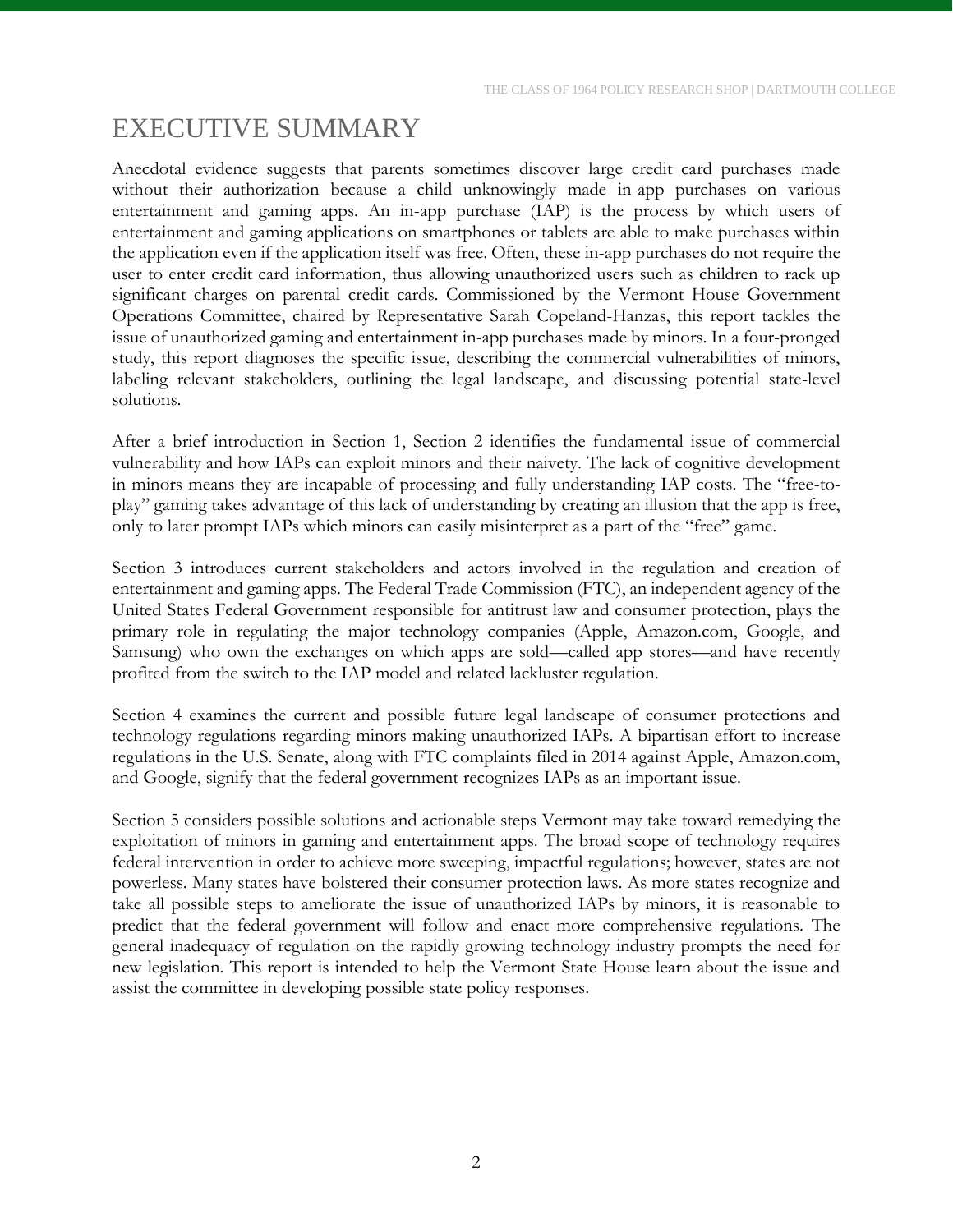# EXECUTIVE SUMMARY

Anecdotal evidence suggests that parents sometimes discover large credit card purchases made without their authorization because a child unknowingly made in-app purchases on various entertainment and gaming apps. An in-app purchase (IAP) is the process by which users of entertainment and gaming applications on smartphones or tablets are able to make purchases within the application even if the application itself was free. Often, these in-app purchases do not require the user to enter credit card information, thus allowing unauthorized users such as children to rack up significant charges on parental credit cards. Commissioned by the Vermont House Government Operations Committee, chaired by Representative Sarah Copeland-Hanzas, this report tackles the issue of unauthorized gaming and entertainment in-app purchases made by minors. In a four-pronged study, this report diagnoses the specific issue, describing the commercial vulnerabilities of minors, labeling relevant stakeholders, outlining the legal landscape, and discussing potential state-level solutions.

After a brief introduction in Section 1, Section 2 identifies the fundamental issue of commercial vulnerability and how IAPs can exploit minors and their naivety. The lack of cognitive development in minors means they are incapable of processing and fully understanding IAP costs. The "free-to-play" gaming takes advantage of this lack of understanding by creating an illusion that the app is free, only to later prompt IAPs which minors can easily misinterpret as a part of the "free" game.

Section 3 introduces current stakeholders and actors involved in the regulation and creation of entertainment and gaming apps. The Federal Trade Commission (FTC), an independent agency of the United States Federal Government responsible for antitrust law and consumer protection, plays the primary role in regulating the major technology companies (Apple, Amazon.com, Google, and Samsung) who own the exchanges on which apps are sold—called app stores—and have recently profited from the switch to the IAP model and related lackluster regulation.

Section 4 examines the current and possible future legal landscape of consumer protections and technology regulations regarding minors making unauthorized IAPs. A bipartisan effort to increase regulations in the U.S. Senate, along with FTC complaints filed in 2014 against Apple, Amazon.com, and Google, signify that the federal government recognizes IAPs as an important issue.

Section 5 considers possible solutions and actionable steps Vermont may take toward remedying the exploitation of minors in gaming and entertainment apps. The broad scope of technology requires federal intervention in order to achieve more sweeping, impactful regulations; however, states are not powerless. Many states have bolstered their consumer protection laws. As more states recognize and take all possible steps to ameliorate the issue of unauthorized IAPs by minors, it is reasonable to predict that the federal government will follow and enact more comprehensive regulations. The general inadequacy of regulation on the rapidly growing technology industry prompts the need for new legislation. This report is intended to help the Vermont State House learn about the issue and assist the committee in developing possible state policy responses.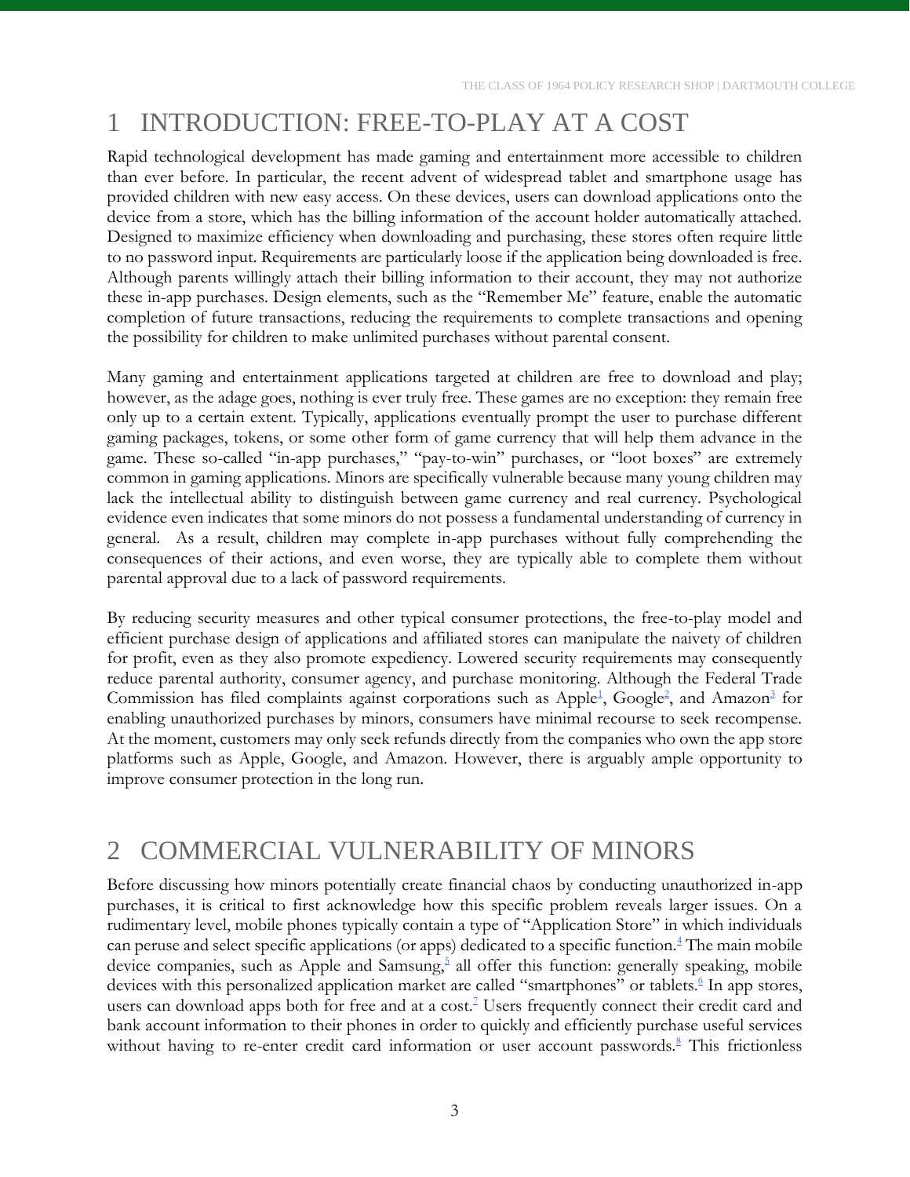# 1 INTRODUCTION: FREE-TO-PLAY AT A COST

Rapid technological development has made gaming and entertainment more accessible to children than ever before. In particular, the recent advent of widespread tablet and smartphone usage has provided children with new easy access. On these devices, users can download applications onto the device from a store, which has the billing information of the account holder automatically attached. Designed to maximize efficiency when downloading and purchasing, these stores often require little to no password input. Requirements are particularly loose if the application being downloaded is free. Although parents willingly attach their billing information to their account, they may not authorize these in-app purchases. Design elements, such as the "Remember Me" feature, enable the automatic completion of future transactions, reducing the requirements to complete transactions and opening the possibility for children to make unlimited purchases without parental consent.

Many gaming and entertainment applications targeted at children are free to download and play; however, as the adage goes, nothing is ever truly free. These games are no exception: they remain free only up to a certain extent. Typically, applications eventually prompt the user to purchase different gaming packages, tokens, or some other form of game currency that will help them advance in the game. These so-called "in-app purchases," "pay-to-win" purchases, or "loot boxes" are extremely common in gaming applications. Minors are specifically vulnerable because many young children may lack the intellectual ability to distinguish between game currency and real currency. Psychological evidence even indicates that some minors do not possess a fundamental understanding of currency in general. As a result, children may complete in-app purchases without fully comprehending the consequences of their actions, and even worse, they are typically able to complete them without parental approval due to a lack of password requirements.

By reducing security measures and other typical consumer protections, the free-to-play model and efficient purchase design of applications and affiliated stores can manipulate the naivety of children for profit, even as they also promote expediency. Lowered security requirements may consequently reduce parental authority, consumer agency, and purchase monitoring. Although the Federal Trade Commission has filed complaints against corporations such as Apple[1], Google[2], and Amazon[3] for enabling unauthorized purchases by minors, consumers have minimal recourse to seek recompense. At the moment, customers may only seek refunds directly from the companies who own the app store platforms such as Apple, Google, and Amazon. However, there is arguably ample opportunity to improve consumer protection in the long run.

# 2 COMMERCIAL VULNERABILITY OF MINORS

Before discussing how minors potentially create financial chaos by conducting unauthorized in-app purchases, it is critical to first acknowledge how this specific problem reveals larger issues. On a rudimentary level, mobile phones typically contain a type of "Application Store" in which individuals can peruse and select specific applications (or apps) dedicated to a specific function.[4] The main mobile device companies, such as Apple and Samsung,[5] all offer this function: generally speaking, mobile devices with this personalized application market are called "smartphones" or tablets.[6] In app stores, users can download apps both for free and at a cost.[7] Users frequently connect their credit card and bank account information to their phones in order to quickly and efficiently purchase useful services without having to re-enter credit card information or user account passwords.[8] This frictionless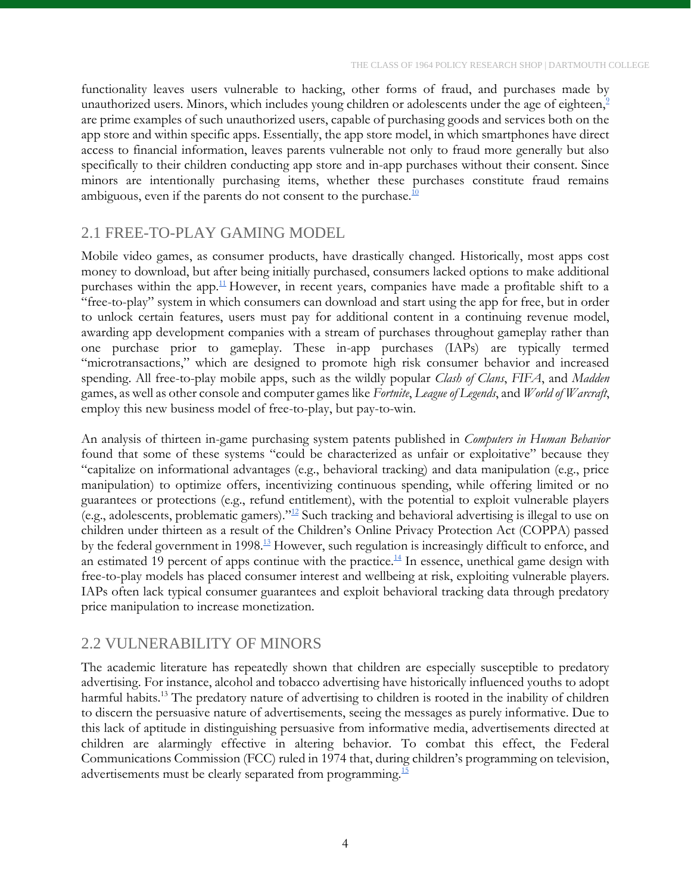functionality leaves users vulnerable to hacking, other forms of fraud, and purchases made by unauthorized users. Minors, which includes young children or adolescents under the age of eighteen,[9] are prime examples of such unauthorized users, capable of purchasing goods and services both on the app store and within specific apps. Essentially, the app store model, in which smartphones have direct access to financial information, leaves parents vulnerable not only to fraud more generally but also specifically to their children conducting app store and in-app purchases without their consent. Since minors are intentionally purchasing items, whether these purchases constitute fraud remains ambiguous, even if the parents do not consent to the purchase.[10]

## 2.1 FREE-TO-PLAY GAMING MODEL

Mobile video games, as consumer products, have drastically changed. Historically, most apps cost money to download, but after being initially purchased, consumers lacked options to make additional purchases within the app.[11] However, in recent years, companies have made a profitable shift to a "free-to-play" system in which consumers can download and start using the app for free, but in order to unlock certain features, users must pay for additional content in a continuing revenue model, awarding app development companies with a stream of purchases throughout gameplay rather than one purchase prior to gameplay. These in-app purchases (IAPs) are typically termed "microtransactions," which are designed to promote high risk consumer behavior and increased spending. All free-to-play mobile apps, such as the wildly popular *Clash of Clans*, *FIFA*, and *Madden* games, as well as other console and computer games like *Fortnite*, *League of Legends*, and *World of Warcraft*, employ this new business model of free-to-play, but pay-to-win.

An analysis of thirteen in-game purchasing system patents published in *Computers in Human Behavior* found that some of these systems "could be characterized as unfair or exploitative" because they "capitalize on informational advantages (e.g., behavioral tracking) and data manipulation (e.g., price manipulation) to optimize offers, incentivizing continuous spending, while offering limited or no guarantees or protections (e.g., refund entitlement), with the potential to exploit vulnerable players (e.g., adolescents, problematic gamers)."[12] Such tracking and behavioral advertising is illegal to use on children under thirteen as a result of the Children's Online Privacy Protection Act (COPPA) passed by the federal government in 1998.[13] However, such regulation is increasingly difficult to enforce, and an estimated 19 percent of apps continue with the practice.[14] In essence, unethical game design with free-to-play models has placed consumer interest and wellbeing at risk, exploiting vulnerable players. IAPs often lack typical consumer guarantees and exploit behavioral tracking data through predatory price manipulation to increase monetization.

## 2.2 VULNERABILITY OF MINORS

The academic literature has repeatedly shown that children are especially susceptible to predatory advertising. For instance, alcohol and tobacco advertising have historically influenced youths to adopt harmful habits.[13] The predatory nature of advertising to children is rooted in the inability of children to discern the persuasive nature of advertisements, seeing the messages as purely informative. Due to this lack of aptitude in distinguishing persuasive from informative media, advertisements directed at children are alarmingly effective in altering behavior. To combat this effect, the Federal Communications Commission (FCC) ruled in 1974 that, during children's programming on television, advertisements must be clearly separated from programming.[15]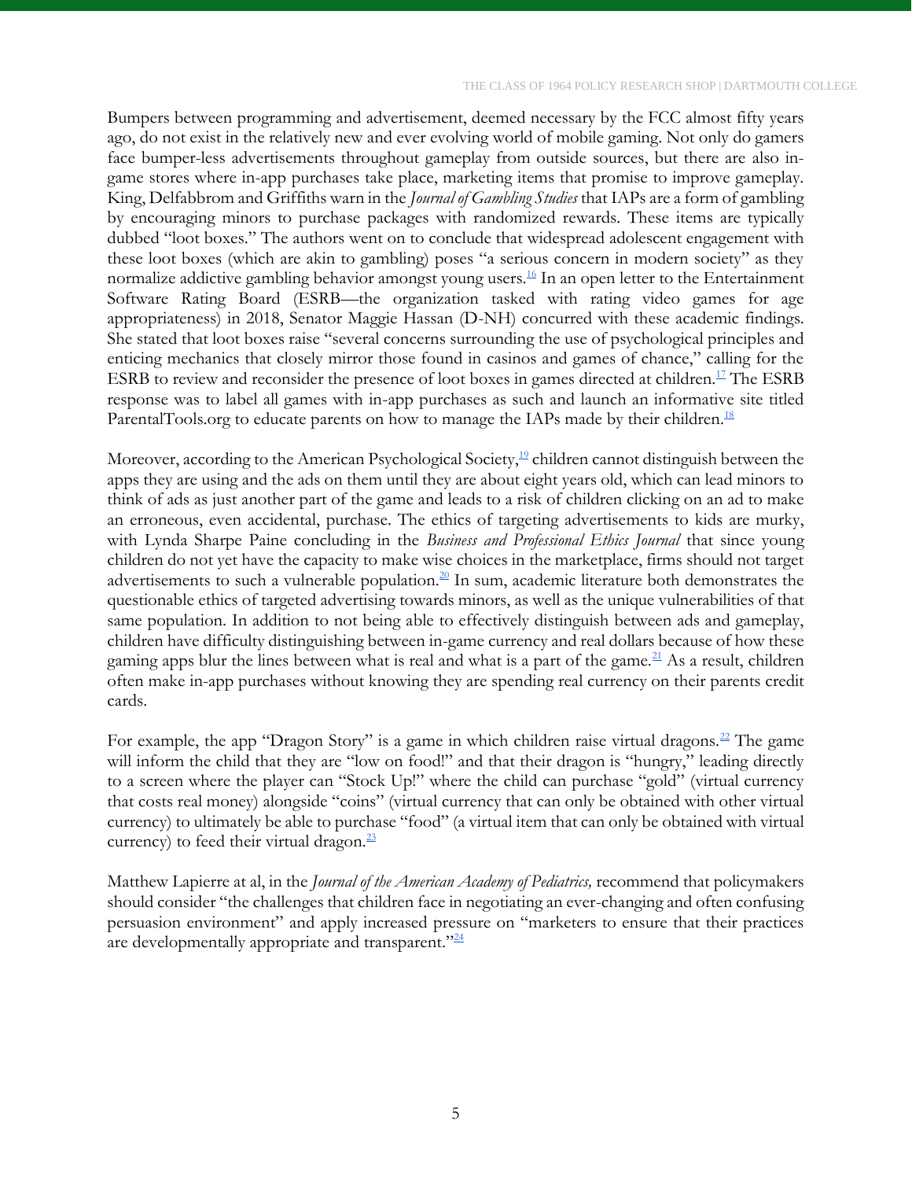Bumpers between programming and advertisement, deemed necessary by the FCC almost fifty years ago, do not exist in the relatively new and ever evolving world of mobile gaming. Not only do gamers face bumper-less advertisements throughout gameplay from outside sources, but there are also in-game stores where in-app purchases take place, marketing items that promise to improve gameplay. King, Delfabbrom and Griffiths warn in the *Journal of Gambling Studies* that IAPs are a form of gambling by encouraging minors to purchase packages with randomized rewards. These items are typically dubbed "loot boxes." The authors went on to conclude that widespread adolescent engagement with these loot boxes (which are akin to gambling) poses "a serious concern in modern society" as they normalize addictive gambling behavior amongst young users.[16] In an open letter to the Entertainment Software Rating Board (ESRB—the organization tasked with rating video games for age appropriateness) in 2018, Senator Maggie Hassan (D-NH) concurred with these academic findings. She stated that loot boxes raise "several concerns surrounding the use of psychological principles and enticing mechanics that closely mirror those found in casinos and games of chance," calling for the ESRB to review and reconsider the presence of loot boxes in games directed at children.[17] The ESRB response was to label all games with in-app purchases as such and launch an informative site titled ParentalTools.org to educate parents on how to manage the IAPs made by their children.[18]

Moreover, according to the American Psychological Society,[19] children cannot distinguish between the apps they are using and the ads on them until they are about eight years old, which can lead minors to think of ads as just another part of the game and leads to a risk of children clicking on an ad to make an erroneous, even accidental, purchase. The ethics of targeting advertisements to kids are murky, with Lynda Sharpe Paine concluding in the *Business and Professional Ethics Journal* that since young children do not yet have the capacity to make wise choices in the marketplace, firms should not target advertisements to such a vulnerable population.[20] In sum, academic literature both demonstrates the questionable ethics of targeted advertising towards minors, as well as the unique vulnerabilities of that same population. In addition to not being able to effectively distinguish between ads and gameplay, children have difficulty distinguishing between in-game currency and real dollars because of how these gaming apps blur the lines between what is real and what is a part of the game.[21] As a result, children often make in-app purchases without knowing they are spending real currency on their parents credit cards.

For example, the app "Dragon Story" is a game in which children raise virtual dragons.[22] The game will inform the child that they are "low on food!" and that their dragon is "hungry," leading directly to a screen where the player can "Stock Up!" where the child can purchase "gold" (virtual currency that costs real money) alongside "coins" (virtual currency that can only be obtained with other virtual currency) to ultimately be able to purchase "food" (a virtual item that can only be obtained with virtual currency) to feed their virtual dragon.[23]

Matthew Lapierre at al, in the *Journal of the American Academy of Pediatrics,* recommend that policymakers should consider "the challenges that children face in negotiating an ever-changing and often confusing persuasion environment" and apply increased pressure on "marketers to ensure that their practices are developmentally appropriate and transparent."[24]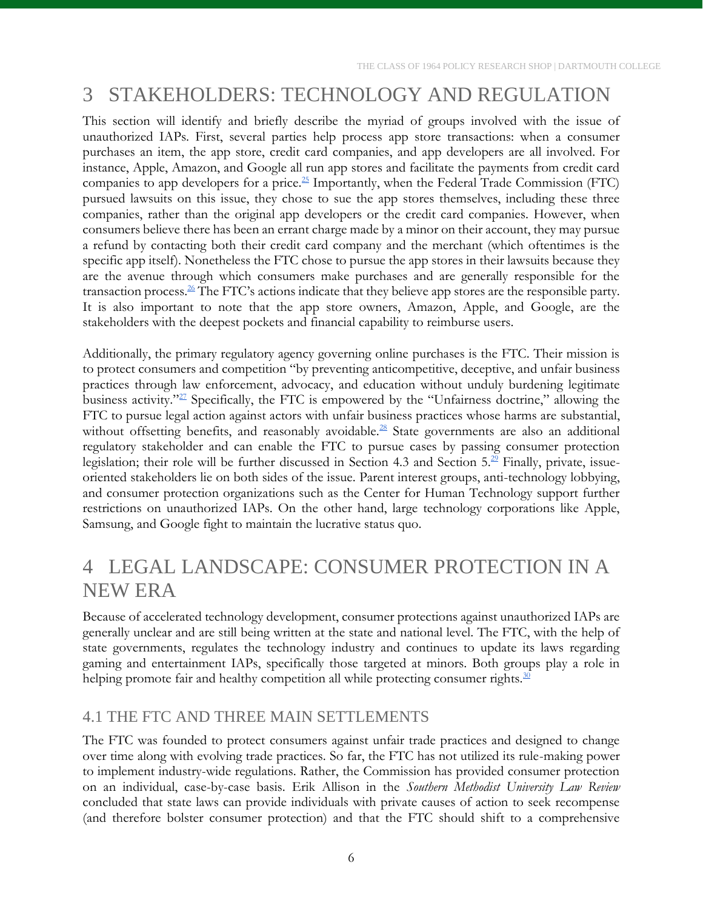# 3 STAKEHOLDERS: TECHNOLOGY AND REGULATION

This section will identify and briefly describe the myriad of groups involved with the issue of unauthorized IAPs. First, several parties help process app store transactions: when a consumer purchases an item, the app store, credit card companies, and app developers are all involved. For instance, Apple, Amazon, and Google all run app stores and facilitate the payments from credit card companies to app developers for a price.[25] Importantly, when the Federal Trade Commission (FTC) pursued lawsuits on this issue, they chose to sue the app stores themselves, including these three companies, rather than the original app developers or the credit card companies. However, when consumers believe there has been an errant charge made by a minor on their account, they may pursue a refund by contacting both their credit card company and the merchant (which oftentimes is the specific app itself). Nonetheless the FTC chose to pursue the app stores in their lawsuits because they are the avenue through which consumers make purchases and are generally responsible for the transaction process.[26] The FTC's actions indicate that they believe app stores are the responsible party. It is also important to note that the app store owners, Amazon, Apple, and Google, are the stakeholders with the deepest pockets and financial capability to reimburse users.

Additionally, the primary regulatory agency governing online purchases is the FTC. Their mission is to protect consumers and competition "by preventing anticompetitive, deceptive, and unfair business practices through law enforcement, advocacy, and education without unduly burdening legitimate business activity."[27] Specifically, the FTC is empowered by the "Unfairness doctrine," allowing the FTC to pursue legal action against actors with unfair business practices whose harms are substantial, without offsetting benefits, and reasonably avoidable.[28] State governments are also an additional regulatory stakeholder and can enable the FTC to pursue cases by passing consumer protection legislation; their role will be further discussed in Section 4.3 and Section 5.[29] Finally, private, issue-oriented stakeholders lie on both sides of the issue. Parent interest groups, anti-technology lobbying, and consumer protection organizations such as the Center for Human Technology support further restrictions on unauthorized IAPs. On the other hand, large technology corporations like Apple, Samsung, and Google fight to maintain the lucrative status quo.

# 4 LEGAL LANDSCAPE: CONSUMER PROTECTION IN A NEW ERA

Because of accelerated technology development, consumer protections against unauthorized IAPs are generally unclear and are still being written at the state and national level. The FTC, with the help of state governments, regulates the technology industry and continues to update its laws regarding gaming and entertainment IAPs, specifically those targeted at minors. Both groups play a role in helping promote fair and healthy competition all while protecting consumer rights.[30]

## 4.1 THE FTC AND THREE MAIN SETTLEMENTS

The FTC was founded to protect consumers against unfair trade practices and designed to change over time along with evolving trade practices. So far, the FTC has not utilized its rule-making power to implement industry-wide regulations. Rather, the Commission has provided consumer protection on an individual, case-by-case basis. Erik Allison in the *Southern Methodist University Law Review* concluded that state laws can provide individuals with private causes of action to seek recompense (and therefore bolster consumer protection) and that the FTC should shift to a comprehensive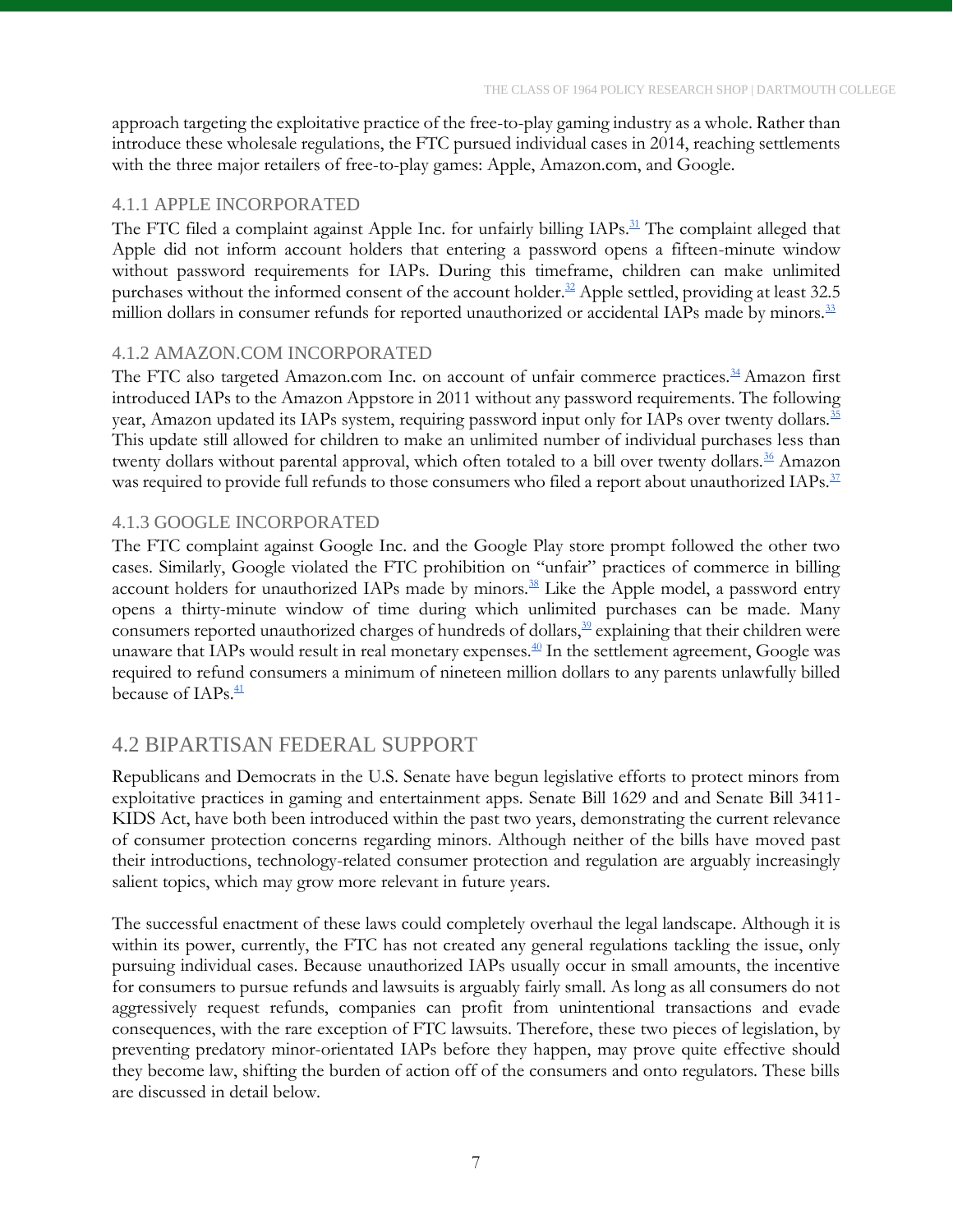approach targeting the exploitative practice of the free-to-play gaming industry as a whole. Rather than introduce these wholesale regulations, the FTC pursued individual cases in 2014, reaching settlements with the three major retailers of free-to-play games: Apple, Amazon.com, and Google.

### 4.1.1 APPLE INCORPORATED

The FTC filed a complaint against Apple Inc. for unfairly billing IAPs.[31] The complaint alleged that Apple did not inform account holders that entering a password opens a fifteen-minute window without password requirements for IAPs. During this timeframe, children can make unlimited purchases without the informed consent of the account holder.[32] Apple settled, providing at least 32.5 million dollars in consumer refunds for reported unauthorized or accidental IAPs made by minors.[33]

### 4.1.2 AMAZON.COM INCORPORATED

The FTC also targeted Amazon.com Inc. on account of unfair commerce practices.[34] Amazon first introduced IAPs to the Amazon Appstore in 2011 without any password requirements. The following year, Amazon updated its IAPs system, requiring password input only for IAPs over twenty dollars.[35] This update still allowed for children to make an unlimited number of individual purchases less than twenty dollars without parental approval, which often totaled to a bill over twenty dollars.[36] Amazon was required to provide full refunds to those consumers who filed a report about unauthorized IAPs.[37]

### 4.1.3 GOOGLE INCORPORATED

The FTC complaint against Google Inc. and the Google Play store prompt followed the other two cases. Similarly, Google violated the FTC prohibition on "unfair" practices of commerce in billing account holders for unauthorized IAPs made by minors.[38] Like the Apple model, a password entry opens a thirty-minute window of time during which unlimited purchases can be made. Many consumers reported unauthorized charges of hundreds of dollars,[39] explaining that their children were unaware that IAPs would result in real monetary expenses.[40] In the settlement agreement, Google was required to refund consumers a minimum of nineteen million dollars to any parents unlawfully billed because of IAPs.[41]

## 4.2 BIPARTISAN FEDERAL SUPPORT

Republicans and Democrats in the U.S. Senate have begun legislative efforts to protect minors from exploitative practices in gaming and entertainment apps. Senate Bill 1629 and and Senate Bill 3411-KIDS Act, have both been introduced within the past two years, demonstrating the current relevance of consumer protection concerns regarding minors. Although neither of the bills have moved past their introductions, technology-related consumer protection and regulation are arguably increasingly salient topics, which may grow more relevant in future years.

The successful enactment of these laws could completely overhaul the legal landscape. Although it is within its power, currently, the FTC has not created any general regulations tackling the issue, only pursuing individual cases. Because unauthorized IAPs usually occur in small amounts, the incentive for consumers to pursue refunds and lawsuits is arguably fairly small. As long as all consumers do not aggressively request refunds, companies can profit from unintentional transactions and evade consequences, with the rare exception of FTC lawsuits. Therefore, these two pieces of legislation, by preventing predatory minor-orientated IAPs before they happen, may prove quite effective should they become law, shifting the burden of action off of the consumers and onto regulators. These bills are discussed in detail below.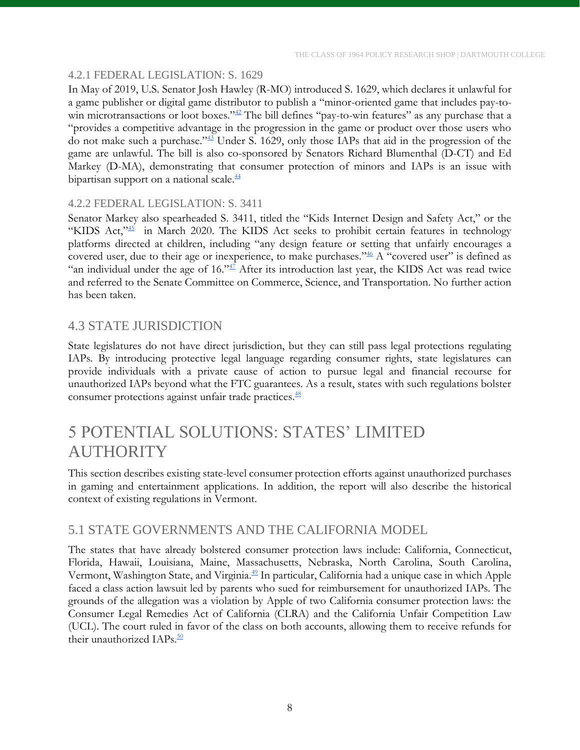### 4.2.1 FEDERAL LEGISLATION: S. 1629

In May of 2019, U.S. Senator Josh Hawley (R-MO) introduced S. 1629, which declares it unlawful for a game publisher or digital game distributor to publish a "minor-oriented game that includes pay-to-win microtransactions or loot boxes."[42] The bill defines "pay-to-win features" as any purchase that a "provides a competitive advantage in the progression in the game or product over those users who do not make such a purchase."[43] Under S. 1629, only those IAPs that aid in the progression of the game are unlawful. The bill is also co-sponsored by Senators Richard Blumenthal (D-CT) and Ed Markey (D-MA), demonstrating that consumer protection of minors and IAPs is an issue with bipartisan support on a national scale.[44]

### 4.2.2 FEDERAL LEGISLATION: S. 3411

Senator Markey also spearheaded S. 3411, titled the "Kids Internet Design and Safety Act," or the "KIDS Act,"[45] in March 2020. The KIDS Act seeks to prohibit certain features in technology platforms directed at children, including "any design feature or setting that unfairly encourages a covered user, due to their age or inexperience, to make purchases."[46] A "covered user" is defined as "an individual under the age of 16."[47] After its introduction last year, the KIDS Act was read twice and referred to the Senate Committee on Commerce, Science, and Transportation. No further action has been taken.

## 4.3 STATE JURISDICTION

State legislatures do not have direct jurisdiction, but they can still pass legal protections regulating IAPs. By introducing protective legal language regarding consumer rights, state legislatures can provide individuals with a private cause of action to pursue legal and financial recourse for unauthorized IAPs beyond what the FTC guarantees. As a result, states with such regulations bolster consumer protections against unfair trade practices.[48]

# 5 POTENTIAL SOLUTIONS: STATES' LIMITED AUTHORITY

This section describes existing state-level consumer protection efforts against unauthorized purchases in gaming and entertainment applications. In addition, the report will also describe the historical context of existing regulations in Vermont.

## 5.1 STATE GOVERNMENTS AND THE CALIFORNIA MODEL

The states that have already bolstered consumer protection laws include: California, Connecticut, Florida, Hawaii, Louisiana, Maine, Massachusetts, Nebraska, North Carolina, South Carolina, Vermont, Washington State, and Virginia.[49] In particular, California had a unique case in which Apple faced a class action lawsuit led by parents who sued for reimbursement for unauthorized IAPs. The grounds of the allegation was a violation by Apple of two California consumer protection laws: the Consumer Legal Remedies Act of California (CLRA) and the California Unfair Competition Law (UCL). The court ruled in favor of the class on both accounts, allowing them to receive refunds for their unauthorized IAPs.[50]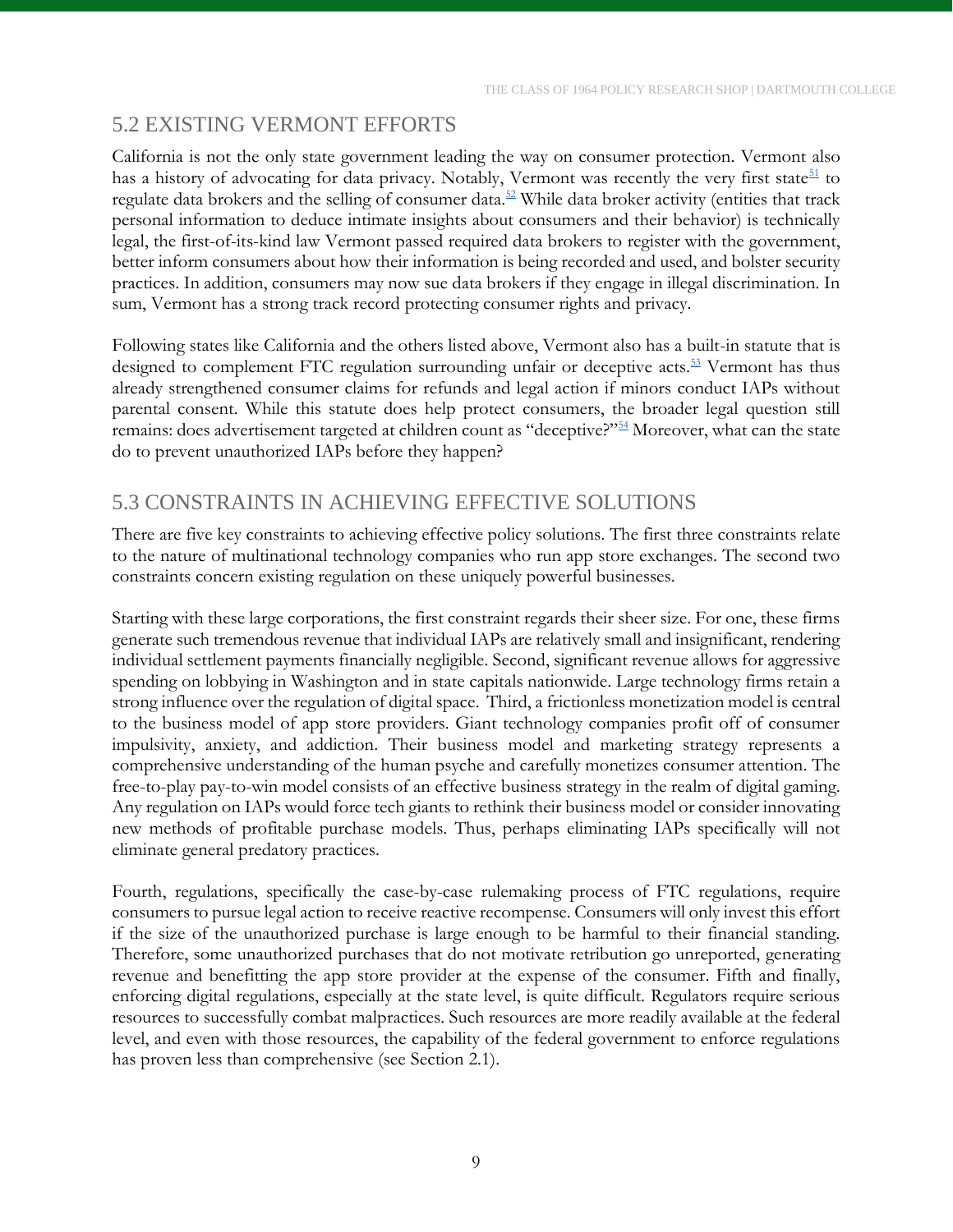## 5.2 EXISTING VERMONT EFFORTS

California is not the only state government leading the way on consumer protection. Vermont also has a history of advocating for data privacy. Notably, Vermont was recently the very first state[51] to regulate data brokers and the selling of consumer data.[52] While data broker activity (entities that track personal information to deduce intimate insights about consumers and their behavior) is technically legal, the first-of-its-kind law Vermont passed required data brokers to register with the government, better inform consumers about how their information is being recorded and used, and bolster security practices. In addition, consumers may now sue data brokers if they engage in illegal discrimination. In sum, Vermont has a strong track record protecting consumer rights and privacy.

Following states like California and the others listed above, Vermont also has a built-in statute that is designed to complement FTC regulation surrounding unfair or deceptive acts.[53] Vermont has thus already strengthened consumer claims for refunds and legal action if minors conduct IAPs without parental consent. While this statute does help protect consumers, the broader legal question still remains: does advertisement targeted at children count as "deceptive?"[54] Moreover, what can the state do to prevent unauthorized IAPs before they happen?

## 5.3 CONSTRAINTS IN ACHIEVING EFFECTIVE SOLUTIONS

There are five key constraints to achieving effective policy solutions. The first three constraints relate to the nature of multinational technology companies who run app store exchanges. The second two constraints concern existing regulation on these uniquely powerful businesses.

Starting with these large corporations, the first constraint regards their sheer size. For one, these firms generate such tremendous revenue that individual IAPs are relatively small and insignificant, rendering individual settlement payments financially negligible. Second, significant revenue allows for aggressive spending on lobbying in Washington and in state capitals nationwide. Large technology firms retain a strong influence over the regulation of digital space. Third, a frictionless monetization model is central to the business model of app store providers. Giant technology companies profit off of consumer impulsivity, anxiety, and addiction. Their business model and marketing strategy represents a comprehensive understanding of the human psyche and carefully monetizes consumer attention. The free-to-play pay-to-win model consists of an effective business strategy in the realm of digital gaming. Any regulation on IAPs would force tech giants to rethink their business model or consider innovating new methods of profitable purchase models. Thus, perhaps eliminating IAPs specifically will not eliminate general predatory practices.

Fourth, regulations, specifically the case-by-case rulemaking process of FTC regulations, require consumers to pursue legal action to receive reactive recompense. Consumers will only invest this effort if the size of the unauthorized purchase is large enough to be harmful to their financial standing. Therefore, some unauthorized purchases that do not motivate retribution go unreported, generating revenue and benefitting the app store provider at the expense of the consumer. Fifth and finally, enforcing digital regulations, especially at the state level, is quite difficult. Regulators require serious resources to successfully combat malpractices. Such resources are more readily available at the federal level, and even with those resources, the capability of the federal government to enforce regulations has proven less than comprehensive (see Section 2.1).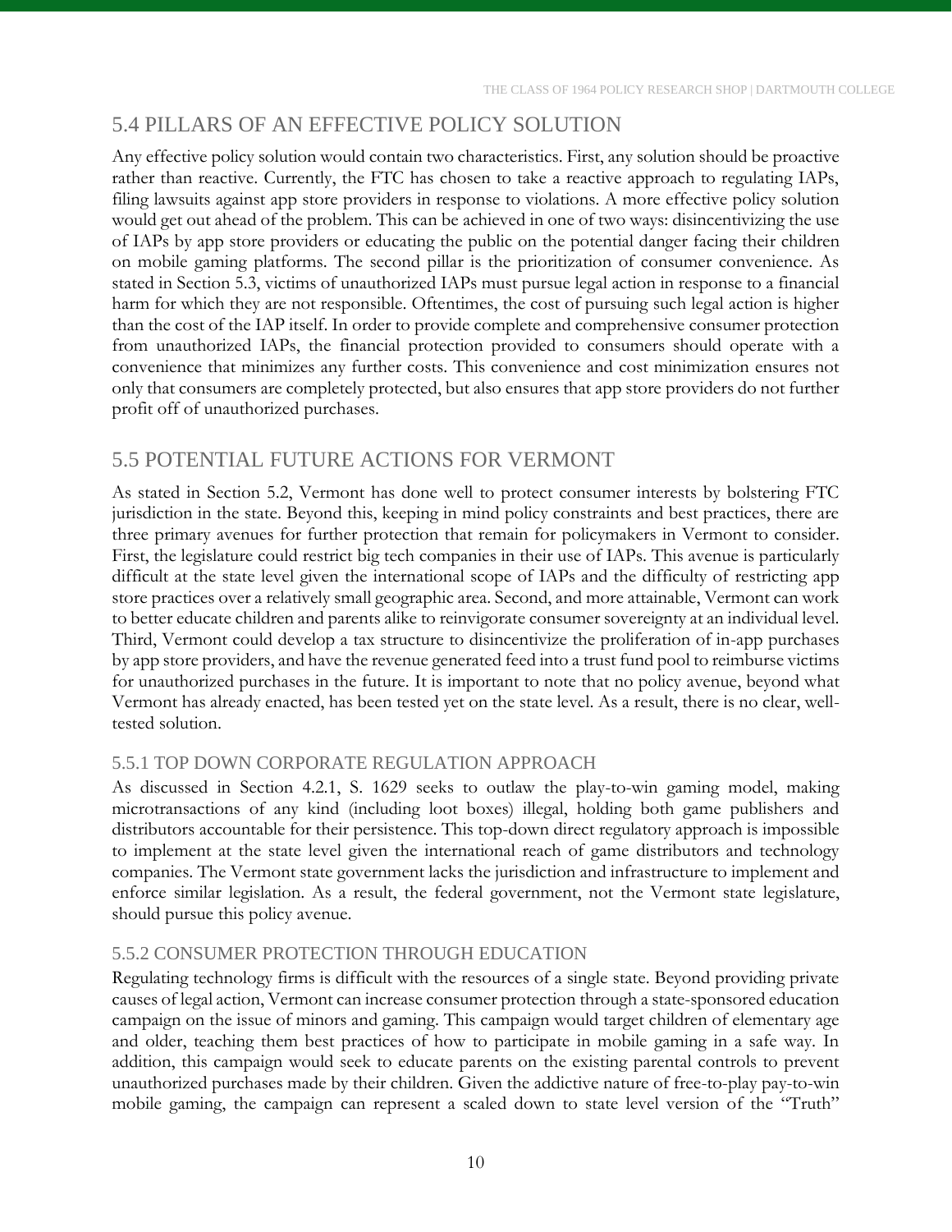## 5.4 PILLARS OF AN EFFECTIVE POLICY SOLUTION

Any effective policy solution would contain two characteristics. First, any solution should be proactive rather than reactive. Currently, the FTC has chosen to take a reactive approach to regulating IAPs, filing lawsuits against app store providers in response to violations. A more effective policy solution would get out ahead of the problem. This can be achieved in one of two ways: disincentivizing the use of IAPs by app store providers or educating the public on the potential danger facing their children on mobile gaming platforms. The second pillar is the prioritization of consumer convenience. As stated in Section 5.3, victims of unauthorized IAPs must pursue legal action in response to a financial harm for which they are not responsible. Oftentimes, the cost of pursuing such legal action is higher than the cost of the IAP itself. In order to provide complete and comprehensive consumer protection from unauthorized IAPs, the financial protection provided to consumers should operate with a convenience that minimizes any further costs. This convenience and cost minimization ensures not only that consumers are completely protected, but also ensures that app store providers do not further profit off of unauthorized purchases.

## 5.5 POTENTIAL FUTURE ACTIONS FOR VERMONT

As stated in Section 5.2, Vermont has done well to protect consumer interests by bolstering FTC jurisdiction in the state. Beyond this, keeping in mind policy constraints and best practices, there are three primary avenues for further protection that remain for policymakers in Vermont to consider. First, the legislature could restrict big tech companies in their use of IAPs. This avenue is particularly difficult at the state level given the international scope of IAPs and the difficulty of restricting app store practices over a relatively small geographic area. Second, and more attainable, Vermont can work to better educate children and parents alike to reinvigorate consumer sovereignty at an individual level. Third, Vermont could develop a tax structure to disincentivize the proliferation of in-app purchases by app store providers, and have the revenue generated feed into a trust fund pool to reimburse victims for unauthorized purchases in the future. It is important to note that no policy avenue, beyond what Vermont has already enacted, has been tested yet on the state level. As a result, there is no clear, well-tested solution.

### 5.5.1 TOP DOWN CORPORATE REGULATION APPROACH

As discussed in Section 4.2.1, S. 1629 seeks to outlaw the play-to-win gaming model, making microtransactions of any kind (including loot boxes) illegal, holding both game publishers and distributors accountable for their persistence. This top-down direct regulatory approach is impossible to implement at the state level given the international reach of game distributors and technology companies. The Vermont state government lacks the jurisdiction and infrastructure to implement and enforce similar legislation. As a result, the federal government, not the Vermont state legislature, should pursue this policy avenue.

### 5.5.2 CONSUMER PROTECTION THROUGH EDUCATION

Regulating technology firms is difficult with the resources of a single state. Beyond providing private causes of legal action, Vermont can increase consumer protection through a state-sponsored education campaign on the issue of minors and gaming. This campaign would target children of elementary age and older, teaching them best practices of how to participate in mobile gaming in a safe way. In addition, this campaign would seek to educate parents on the existing parental controls to prevent unauthorized purchases made by their children. Given the addictive nature of free-to-play pay-to-win mobile gaming, the campaign can represent a scaled down to state level version of the "Truth"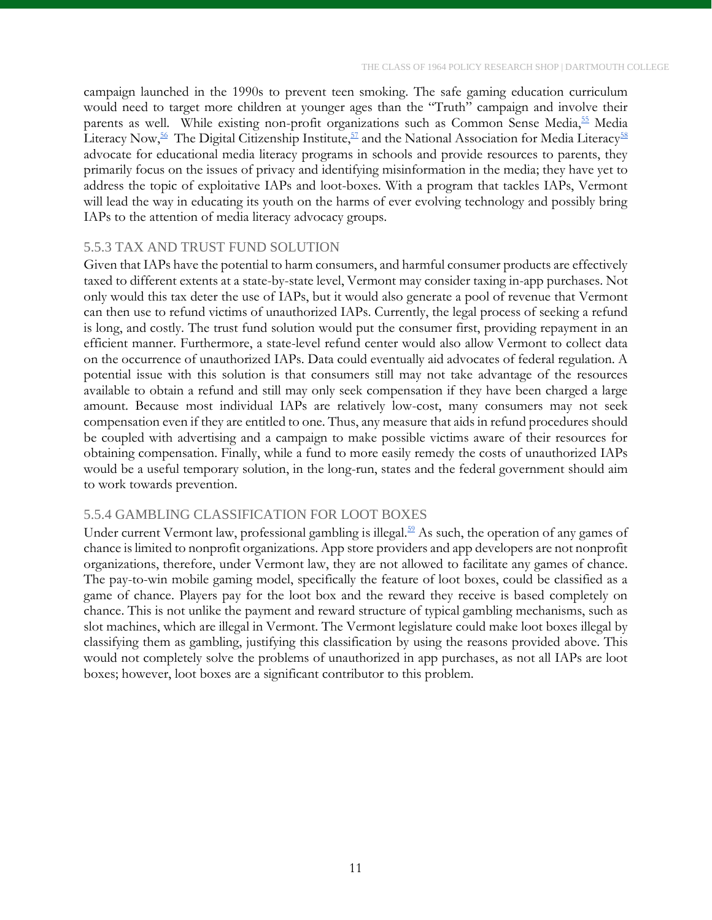campaign launched in the 1990s to prevent teen smoking. The safe gaming education curriculum would need to target more children at younger ages than the "Truth" campaign and involve their parents as well. While existing non-profit organizations such as Common Sense Media,[55] Media Literacy Now,[56] The Digital Citizenship Institute,[57] and the National Association for Media Literacy[58] advocate for educational media literacy programs in schools and provide resources to parents, they primarily focus on the issues of privacy and identifying misinformation in the media; they have yet to address the topic of exploitative IAPs and loot-boxes. With a program that tackles IAPs, Vermont will lead the way in educating its youth on the harms of ever evolving technology and possibly bring IAPs to the attention of media literacy advocacy groups.

### 5.5.3 TAX AND TRUST FUND SOLUTION

Given that IAPs have the potential to harm consumers, and harmful consumer products are effectively taxed to different extents at a state-by-state level, Vermont may consider taxing in-app purchases. Not only would this tax deter the use of IAPs, but it would also generate a pool of revenue that Vermont can then use to refund victims of unauthorized IAPs. Currently, the legal process of seeking a refund is long, and costly. The trust fund solution would put the consumer first, providing repayment in an efficient manner. Furthermore, a state-level refund center would also allow Vermont to collect data on the occurrence of unauthorized IAPs. Data could eventually aid advocates of federal regulation. A potential issue with this solution is that consumers still may not take advantage of the resources available to obtain a refund and still may only seek compensation if they have been charged a large amount. Because most individual IAPs are relatively low-cost, many consumers may not seek compensation even if they are entitled to one. Thus, any measure that aids in refund procedures should be coupled with advertising and a campaign to make possible victims aware of their resources for obtaining compensation. Finally, while a fund to more easily remedy the costs of unauthorized IAPs would be a useful temporary solution, in the long-run, states and the federal government should aim to work towards prevention.

### 5.5.4 GAMBLING CLASSIFICATION FOR LOOT BOXES

Under current Vermont law, professional gambling is illegal.[59] As such, the operation of any games of chance is limited to nonprofit organizations. App store providers and app developers are not nonprofit organizations, therefore, under Vermont law, they are not allowed to facilitate any games of chance. The pay-to-win mobile gaming model, specifically the feature of loot boxes, could be classified as a game of chance. Players pay for the loot box and the reward they receive is based completely on chance. This is not unlike the payment and reward structure of typical gambling mechanisms, such as slot machines, which are illegal in Vermont. The Vermont legislature could make loot boxes illegal by classifying them as gambling, justifying this classification by using the reasons provided above. This would not completely solve the problems of unauthorized in app purchases, as not all IAPs are loot boxes; however, loot boxes are a significant contributor to this problem.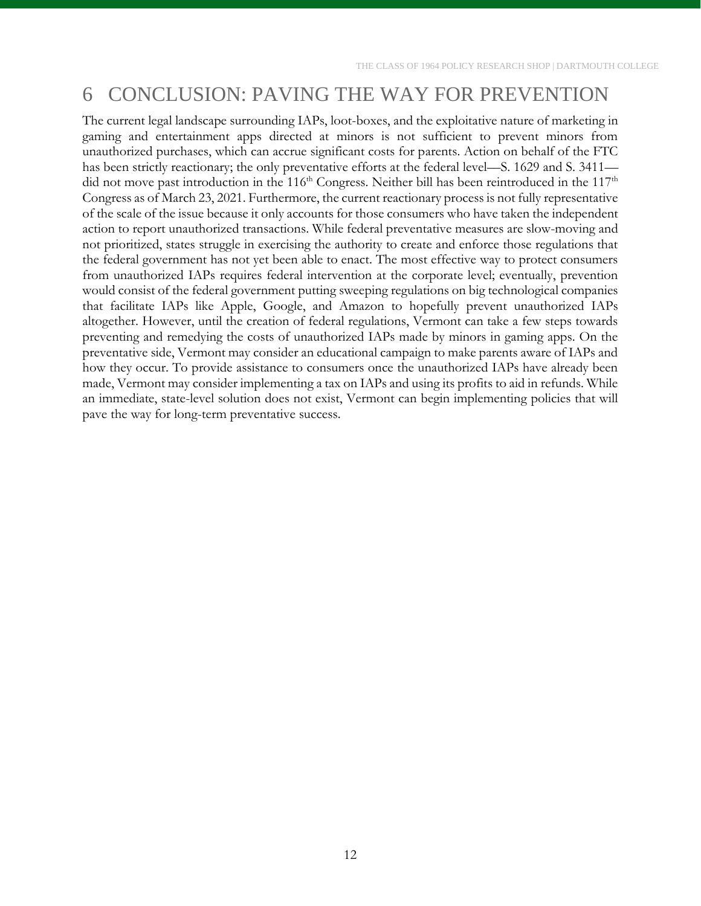# 6 CONCLUSION: PAVING THE WAY FOR PREVENTION

The current legal landscape surrounding IAPs, loot-boxes, and the exploitative nature of marketing in gaming and entertainment apps directed at minors is not sufficient to prevent minors from unauthorized purchases, which can accrue significant costs for parents. Action on behalf of the FTC has been strictly reactionary; the only preventative efforts at the federal level—S. 1629 and S. 3411—did not move past introduction in the 116th Congress. Neither bill has been reintroduced in the 117th Congress as of March 23, 2021. Furthermore, the current reactionary process is not fully representative of the scale of the issue because it only accounts for those consumers who have taken the independent action to report unauthorized transactions. While federal preventative measures are slow-moving and not prioritized, states struggle in exercising the authority to create and enforce those regulations that the federal government has not yet been able to enact. The most effective way to protect consumers from unauthorized IAPs requires federal intervention at the corporate level; eventually, prevention would consist of the federal government putting sweeping regulations on big technological companies that facilitate IAPs like Apple, Google, and Amazon to hopefully prevent unauthorized IAPs altogether. However, until the creation of federal regulations, Vermont can take a few steps towards preventing and remedying the costs of unauthorized IAPs made by minors in gaming apps. On the preventative side, Vermont may consider an educational campaign to make parents aware of IAPs and how they occur. To provide assistance to consumers once the unauthorized IAPs have already been made, Vermont may consider implementing a tax on IAPs and using its profits to aid in refunds. While an immediate, state-level solution does not exist, Vermont can begin implementing policies that will pave the way for long-term preventative success.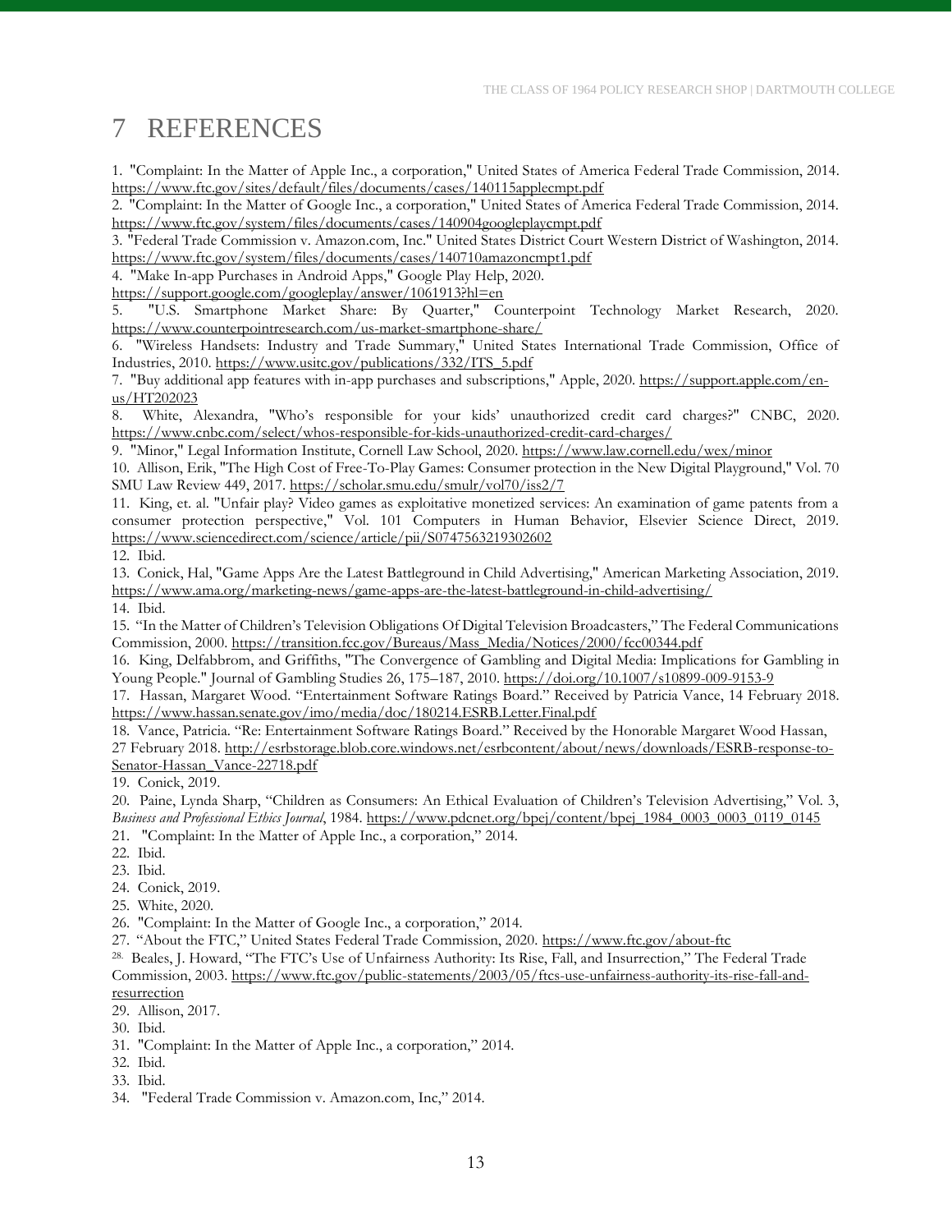# 7 REFERENCES

1. "Complaint: In the Matter of Apple Inc., a corporation," United States of America Federal Trade Commission, 2014. https://www.ftc.gov/sites/default/files/documents/cases/140115applecmpt.pdf
2. "Complaint: In the Matter of Google Inc., a corporation," United States of America Federal Trade Commission, 2014. https://www.ftc.gov/system/files/documents/cases/140904googleplaycmpt.pdf
3. "Federal Trade Commission v. Amazon.com, Inc." United States District Court Western District of Washington, 2014. https://www.ftc.gov/system/files/documents/cases/140710amazoncmpt1.pdf
4. "Make In-app Purchases in Android Apps," Google Play Help, 2020. https://support.google.com/googleplay/answer/1061913?hl=en
5. "U.S. Smartphone Market Share: By Quarter," Counterpoint Technology Market Research, 2020. https://www.counterpointresearch.com/us-market-smartphone-share/
6. "Wireless Handsets: Industry and Trade Summary," United States International Trade Commission, Office of Industries, 2010. https://www.usitc.gov/publications/332/ITS_5.pdf
7. "Buy additional app features with in-app purchases and subscriptions," Apple, 2020. https://support.apple.com/en-us/HT202023
8. White, Alexandra, "Who's responsible for your kids' unauthorized credit card charges?" CNBC, 2020. https://www.cnbc.com/select/whos-responsible-for-kids-unauthorized-credit-card-charges/
9. "Minor," Legal Information Institute, Cornell Law School, 2020. https://www.law.cornell.edu/wex/minor
10. Allison, Erik, "The High Cost of Free-To-Play Games: Consumer protection in the New Digital Playground," Vol. 70 SMU Law Review 449, 2017. https://scholar.smu.edu/smulr/vol70/iss2/7
11. King, et. al. "Unfair play? Video games as exploitative monetized services: An examination of game patents from a consumer protection perspective," Vol. 101 Computers in Human Behavior, Elsevier Science Direct, 2019. https://www.sciencedirect.com/science/article/pii/S0747563219302602
12. Ibid.
13. Conick, Hal, "Game Apps Are the Latest Battleground in Child Advertising," American Marketing Association, 2019. https://www.ama.org/marketing-news/game-apps-are-the-latest-battleground-in-child-advertising/
14. Ibid.
15. "In the Matter of Children's Television Obligations Of Digital Television Broadcasters," The Federal Communications Commission, 2000. https://transition.fcc.gov/Bureaus/Mass_Media/Notices/2000/fcc00344.pdf
16. King, Delfabbrom, and Griffiths, "The Convergence of Gambling and Digital Media: Implications for Gambling in Young People." Journal of Gambling Studies 26, 175–187, 2010. https://doi.org/10.1007/s10899-009-9153-9
17. Hassan, Margaret Wood. "Entertainment Software Ratings Board." Received by Patricia Vance, 14 February 2018. https://www.hassan.senate.gov/imo/media/doc/180214.ESRB.Letter.Final.pdf
18. Vance, Patricia. "Re: Entertainment Software Ratings Board." Received by the Honorable Margaret Wood Hassan, 27 February 2018. http://esrbstorage.blob.core.windows.net/esrbcontent/about/news/downloads/ESRB-response-to-Senator-Hassan_Vance-22718.pdf
19. Conick, 2019.
20. Paine, Lynda Sharp, "Children as Consumers: An Ethical Evaluation of Children's Television Advertising," Vol. 3, *Business and Professional Ethics Journal*, 1984. https://www.pdcnet.org/bpej/content/bpej_1984_0003_0003_0119_0145
21. "Complaint: In the Matter of Apple Inc., a corporation," 2014.
22. Ibid.
23. Ibid.
24. Conick, 2019.
25. White, 2020.
26. "Complaint: In the Matter of Google Inc., a corporation," 2014.
27. "About the FTC," United States Federal Trade Commission, 2020. https://www.ftc.gov/about-ftc
28. Beales, J. Howard, "The FTC's Use of Unfairness Authority: Its Rise, Fall, and Insurrection," The Federal Trade Commission, 2003. https://www.ftc.gov/public-statements/2003/05/ftcs-use-unfairness-authority-its-rise-fall-and-resurrection
29. Allison, 2017.
30. Ibid.
31. "Complaint: In the Matter of Apple Inc., a corporation," 2014.
32. Ibid.
33. Ibid.
34. "Federal Trade Commission v. Amazon.com, Inc," 2014.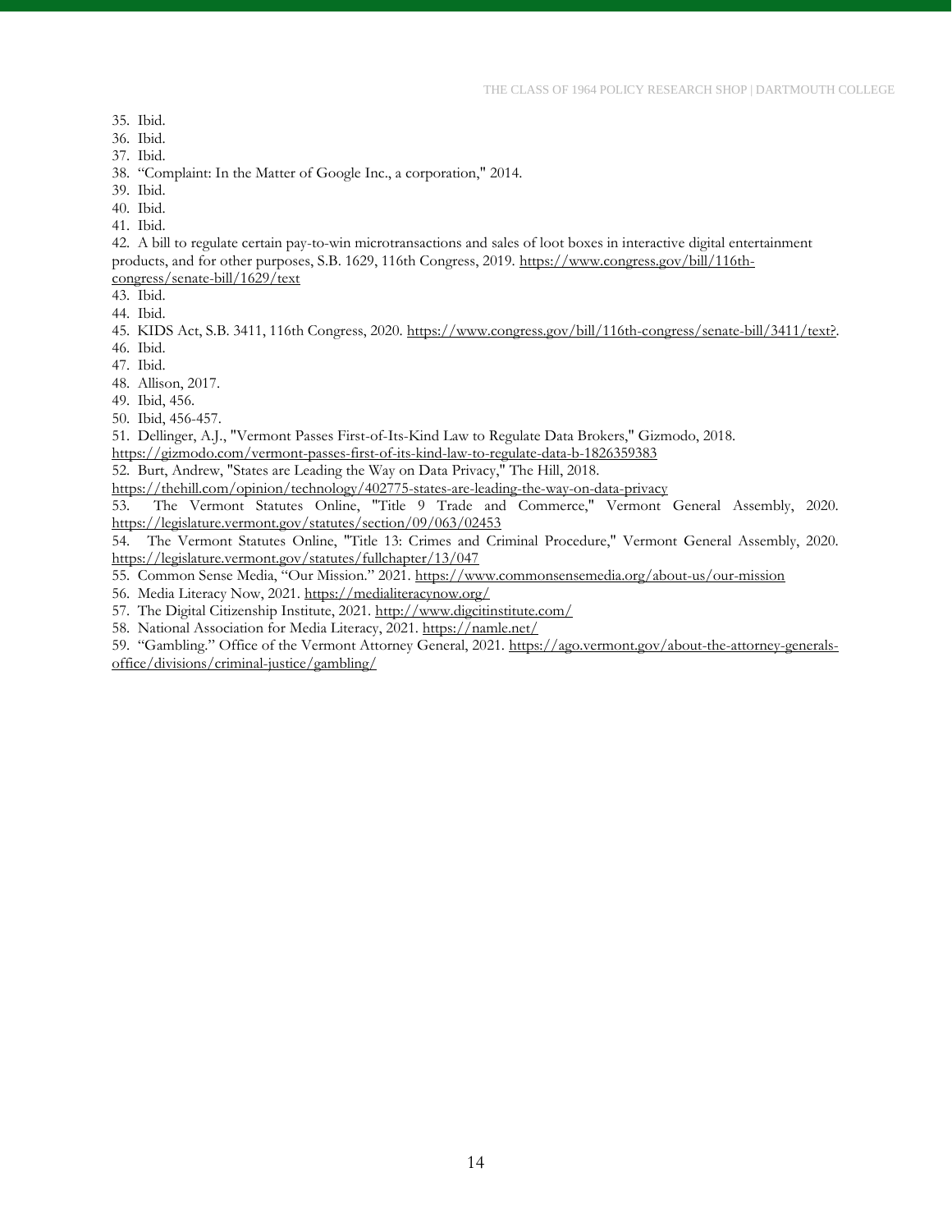35. Ibid.
36. Ibid.
37. Ibid.
38. "Complaint: In the Matter of Google Inc., a corporation," 2014.
39. Ibid.
40. Ibid.
41. Ibid.
42. A bill to regulate certain pay-to-win microtransactions and sales of loot boxes in interactive digital entertainment products, and for other purposes, S.B. 1629, 116th Congress, 2019. https://www.congress.gov/bill/116th-congress/senate-bill/1629/text
43. Ibid.
44. Ibid.
45. KIDS Act, S.B. 3411, 116th Congress, 2020. https://www.congress.gov/bill/116th-congress/senate-bill/3411/text?.
46. Ibid.
47. Ibid.
48. Allison, 2017.
49. Ibid, 456.
50. Ibid, 456-457.
51. Dellinger, A.J., "Vermont Passes First-of-Its-Kind Law to Regulate Data Brokers," Gizmodo, 2018. https://gizmodo.com/vermont-passes-first-of-its-kind-law-to-regulate-data-b-1826359383
52. Burt, Andrew, "States are Leading the Way on Data Privacy," The Hill, 2018. https://thehill.com/opinion/technology/402775-states-are-leading-the-way-on-data-privacy
53. The Vermont Statutes Online, "Title 9 Trade and Commerce," Vermont General Assembly, 2020. https://legislature.vermont.gov/statutes/section/09/063/02453
54. The Vermont Statutes Online, "Title 13: Crimes and Criminal Procedure," Vermont General Assembly, 2020. https://legislature.vermont.gov/statutes/fullchapter/13/047
55. Common Sense Media, "Our Mission." 2021. https://www.commonsensemedia.org/about-us/our-mission
56. Media Literacy Now, 2021. https://medialiteracynow.org/
57. The Digital Citizenship Institute, 2021. http://www.digcitinstitute.com/
58. National Association for Media Literacy, 2021. https://namle.net/
59. "Gambling." Office of the Vermont Attorney General, 2021. https://ago.vermont.gov/about-the-attorney-generals-office/divisions/criminal-justice/gambling/